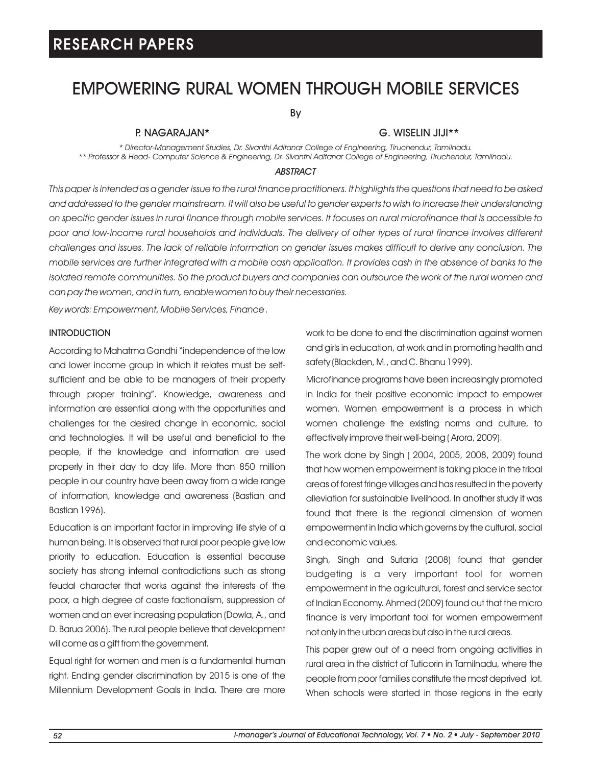# EMPOWERING RURAL WOMEN THROUGH MOBILE SERVICES

By

P. NAGARAJAN* G. WISELIN JIJI**

*\* Director-Management Studies, Dr. Sivanthi Aditanar College of Engineering, Tiruchendur, Tamilnadu.*
*\*\* Professor & Head- Computer Science & Engineering, Dr. Sivanthi Aditanar College of Engineering, Tiruchendur, Tamilnadu.*

## ABSTRACT

*This paper is intended as a gender issue to the rural finance practitioners. It highlights the questions that need to be asked and addressed to the gender mainstream. It will also be useful to gender experts to wish to increase their understanding on specific gender issues in rural finance through mobile services. It focuses on rural microfinance that is accessible to poor and low-income rural households and individuals. The delivery of other types of rural finance involves different challenges and issues. The lack of reliable information on gender issues makes difficult to derive any conclusion. The mobile services are further integrated with a mobile cash application. It provides cash in the absence of banks to the isolated remote communities. So the product buyers and companies can outsource the work of the rural women and can pay the women, and in turn, enable women to buy their necessaries.*

*Key words: Empowerment, Mobile Services, Finance .*

## INTRODUCTION

According to Mahatma Gandhi "independence of the low and lower income group in which it relates must be self-sufficient and be able to be managers of their property through proper training". Knowledge, awareness and information are essential along with the opportunities and challenges for the desired change in economic, social and technologies. It will be useful and beneficial to the people, if the knowledge and information are used properly in their day to day life. More than 850 million people in our country have been away from a wide range of information, knowledge and awareness (Bastian and Bastian 1996).

Education is an important factor in improving life style of a human being. It is observed that rural poor people give low priority to education. Education is essential because society has strong internal contradictions such as strong feudal character that works against the interests of the poor, a high degree of caste factionalism, suppression of women and an ever increasing population (Dowla, A., and D. Barua 2006). The rural people believe that development will come as a gift from the government.

Equal right for women and men is a fundamental human right. Ending gender discrimination by 2015 is one of the Millennium Development Goals in India. There are more work to be done to end the discrimination against women and girls in education, at work and in promoting health and safety (Blackden, M., and C. Bhanu 1999).

Microfinance programs have been increasingly promoted in India for their positive economic impact to empower women. Women empowerment is a process in which women challenge the existing norms and culture, to effectively improve their well-being ( Arora, 2009).

The work done by Singh ( 2004, 2005, 2008, 2009) found that how women empowerment is taking place in the tribal areas of forest fringe villages and has resulted in the poverty alleviation for sustainable livelihood. In another study it was found that there is the regional dimension of women empowerment in India which governs by the cultural, social and economic values.

Singh, Singh and Sutaria (2008) found that gender budgeting is a very important tool for women empowerment in the agricultural, forest and service sector of Indian Economy. Ahmed (2009) found out that the micro finance is very important tool for women empowerment not only in the urban areas but also in the rural areas.

This paper grew out of a need from ongoing activities in rural area in the district of Tuticorin in Tamilnadu, where the people from poor families constitute the most deprived lot. When schools were started in those regions in the early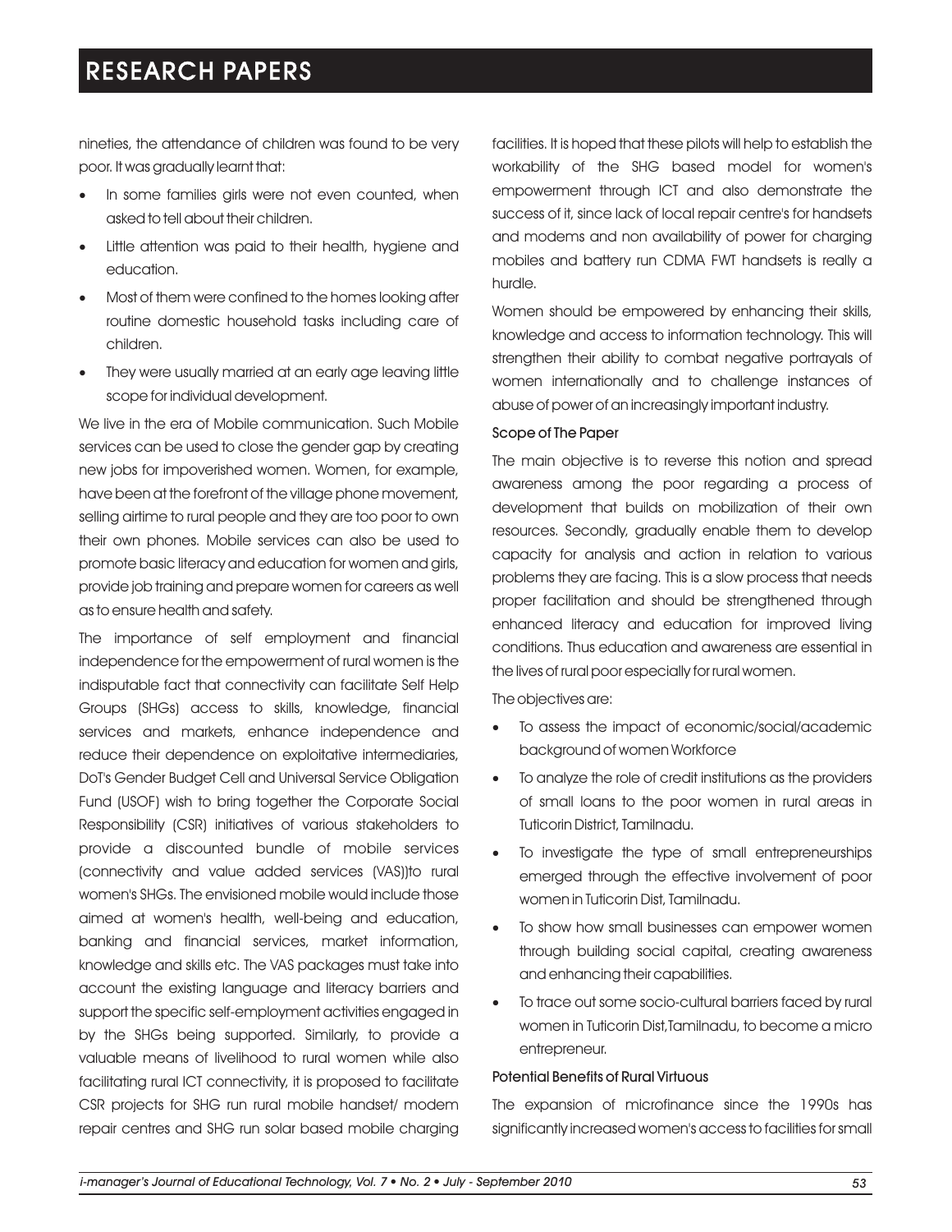nineties, the attendance of children was found to be very poor. It was gradually learnt that:

- In some families girls were not even counted, when asked to tell about their children.
- Little attention was paid to their health, hygiene and education.
- Most of them were confined to the homes looking after routine domestic household tasks including care of children.
- They were usually married at an early age leaving little scope for individual development.

We live in the era of Mobile communication. Such Mobile services can be used to close the gender gap by creating new jobs for impoverished women. Women, for example, have been at the forefront of the village phone movement, selling airtime to rural people and they are too poor to own their own phones. Mobile services can also be used to promote basic literacy and education for women and girls, provide job training and prepare women for careers as well as to ensure health and safety.

The importance of self employment and financial independence for the empowerment of rural women is the indisputable fact that connectivity can facilitate Self Help Groups (SHGs) access to skills, knowledge, financial services and markets, enhance independence and reduce their dependence on exploitative intermediaries, DoT's Gender Budget Cell and Universal Service Obligation Fund (USOF) wish to bring together the Corporate Social Responsibility (CSR) initiatives of various stakeholders to provide a discounted bundle of mobile services (connectivity and value added services (VAS))to rural women's SHGs. The envisioned mobile would include those aimed at women's health, well-being and education, banking and financial services, market information, knowledge and skills etc. The VAS packages must take into account the existing language and literacy barriers and support the specific self-employment activities engaged in by the SHGs being supported. Similarly, to provide a valuable means of livelihood to rural women while also facilitating rural ICT connectivity, it is proposed to facilitate CSR projects for SHG run rural mobile handset/ modem repair centres and SHG run solar based mobile charging facilities. It is hoped that these pilots will help to establish the workability of the SHG based model for women's empowerment through ICT and also demonstrate the success of it, since lack of local repair centre's for handsets and modems and non availability of power for charging mobiles and battery run CDMA FWT handsets is really a hurdle.

Women should be empowered by enhancing their skills, knowledge and access to information technology. This will strengthen their ability to combat negative portrayals of women internationally and to challenge instances of abuse of power of an increasingly important industry.

### Scope of The Paper

The main objective is to reverse this notion and spread awareness among the poor regarding a process of development that builds on mobilization of their own resources. Secondly, gradually enable them to develop capacity for analysis and action in relation to various problems they are facing. This is a slow process that needs proper facilitation and should be strengthened through enhanced literacy and education for improved living conditions. Thus education and awareness are essential in the lives of rural poor especially for rural women.

The objectives are:

- To assess the impact of economic/social/academic background of women Workforce
- To analyze the role of credit institutions as the providers of small loans to the poor women in rural areas in Tuticorin District, Tamilnadu.
- To investigate the type of small entrepreneurships emerged through the effective involvement of poor women in Tuticorin Dist, Tamilnadu.
- To show how small businesses can empower women through building social capital, creating awareness and enhancing their capabilities.
- To trace out some socio-cultural barriers faced by rural women in Tuticorin Dist,Tamilnadu, to become a micro entrepreneur.

### Potential Benefits of Rural Virtuous

The expansion of microfinance since the 1990s has significantly increased women's access to facilities for small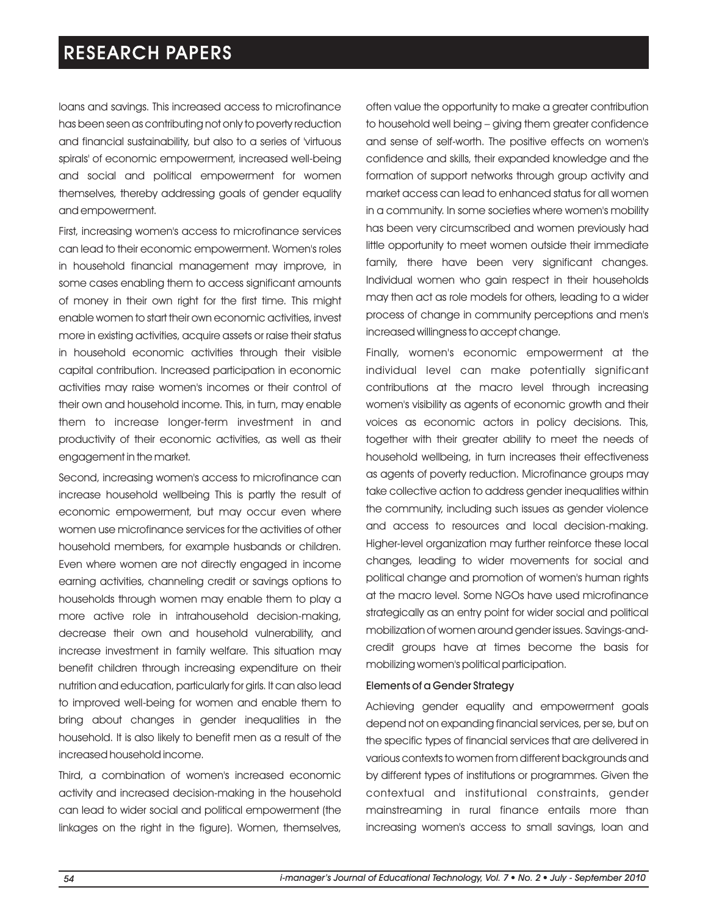loans and savings. This increased access to microfinance has been seen as contributing not only to poverty reduction and financial sustainability, but also to a series of 'virtuous spirals' of economic empowerment, increased well-being and social and political empowerment for women themselves, thereby addressing goals of gender equality and empowerment.

First, increasing women's access to microfinance services can lead to their economic empowerment. Women's roles in household financial management may improve, in some cases enabling them to access significant amounts of money in their own right for the first time. This might enable women to start their own economic activities, invest more in existing activities, acquire assets or raise their status in household economic activities through their visible capital contribution. Increased participation in economic activities may raise women's incomes or their control of their own and household income. This, in turn, may enable them to increase longer-term investment in and productivity of their economic activities, as well as their engagement in the market.

Second, increasing women's access to microfinance can increase household wellbeing This is partly the result of economic empowerment, but may occur even where women use microfinance services for the activities of other household members, for example husbands or children. Even where women are not directly engaged in income earning activities, channeling credit or savings options to households through women may enable them to play a more active role in intrahousehold decision-making, decrease their own and household vulnerability, and increase investment in family welfare. This situation may benefit children through increasing expenditure on their nutrition and education, particularly for girls. It can also lead to improved well-being for women and enable them to bring about changes in gender inequalities in the household. It is also likely to benefit men as a result of the increased household income.

Third, a combination of women's increased economic activity and increased decision-making in the household can lead to wider social and political empowerment (the linkages on the right in the figure). Women, themselves, often value the opportunity to make a greater contribution to household well being – giving them greater confidence and sense of self-worth. The positive effects on women's confidence and skills, their expanded knowledge and the formation of support networks through group activity and market access can lead to enhanced status for all women in a community. In some societies where women's mobility has been very circumscribed and women previously had little opportunity to meet women outside their immediate family, there have been very significant changes. Individual women who gain respect in their households may then act as role models for others, leading to a wider process of change in community perceptions and men's increased willingness to accept change.

Finally, women's economic empowerment at the individual level can make potentially significant contributions at the macro level through increasing women's visibility as agents of economic growth and their voices as economic actors in policy decisions. This, together with their greater ability to meet the needs of household wellbeing, in turn increases their effectiveness as agents of poverty reduction. Microfinance groups may take collective action to address gender inequalities within the community, including such issues as gender violence and access to resources and local decision-making. Higher-level organization may further reinforce these local changes, leading to wider movements for social and political change and promotion of women's human rights at the macro level. Some NGOs have used microfinance strategically as an entry point for wider social and political mobilization of women around gender issues. Savings-and-credit groups have at times become the basis for mobilizing women's political participation.

### Elements of a Gender Strategy

Achieving gender equality and empowerment goals depend not on expanding financial services, per se, but on the specific types of financial services that are delivered in various contexts to women from different backgrounds and by different types of institutions or programmes. Given the contextual and institutional constraints, gender mainstreaming in rural finance entails more than increasing women's access to small savings, loan and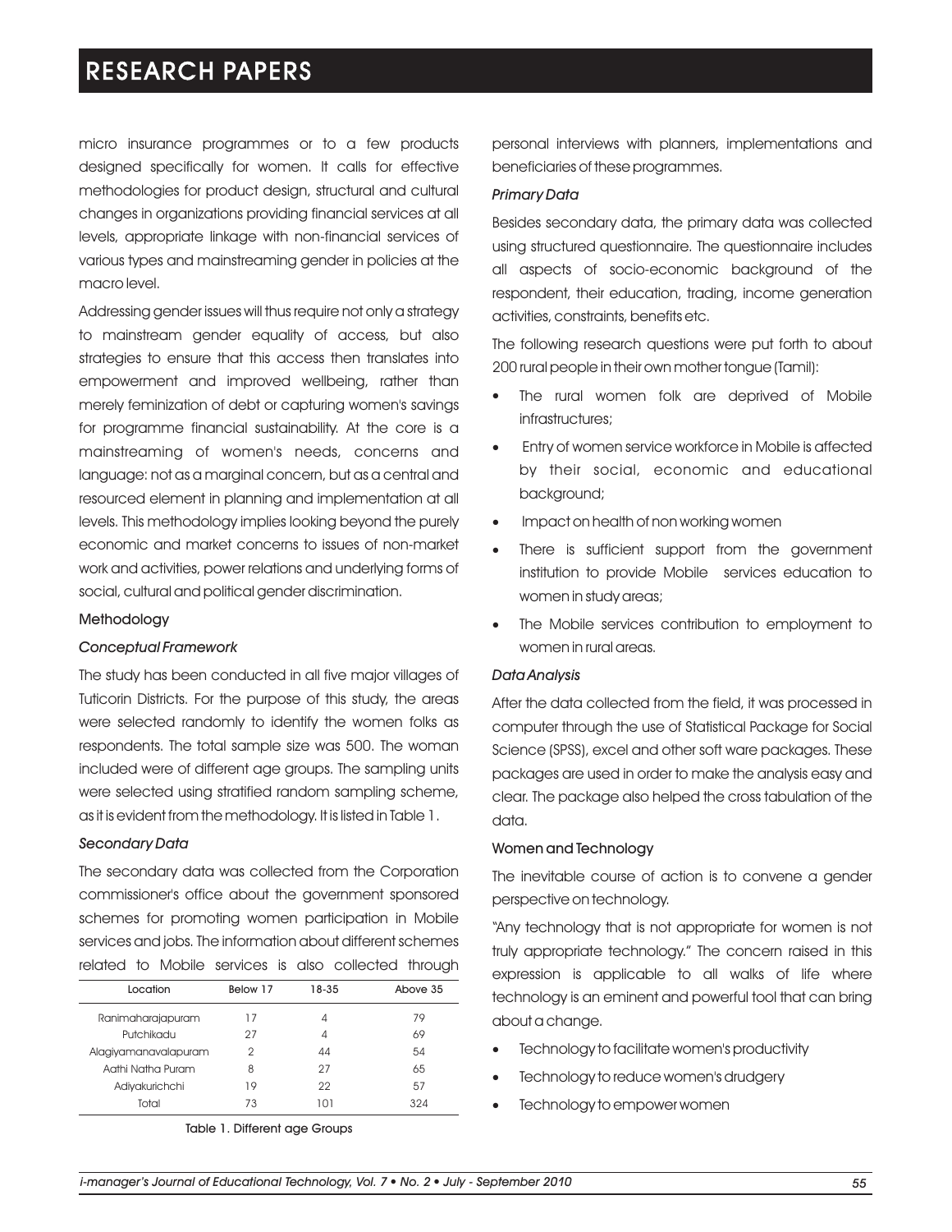micro insurance programmes or to a few products designed specifically for women. It calls for effective methodologies for product design, structural and cultural changes in organizations providing financial services at all levels, appropriate linkage with non-financial services of various types and mainstreaming gender in policies at the macro level.

Addressing gender issues will thus require not only a strategy to mainstream gender equality of access, but also strategies to ensure that this access then translates into empowerment and improved wellbeing, rather than merely feminization of debt or capturing women's savings for programme financial sustainability. At the core is a mainstreaming of women's needs, concerns and language: not as a marginal concern, but as a central and resourced element in planning and implementation at all levels. This methodology implies looking beyond the purely economic and market concerns to issues of non-market work and activities, power relations and underlying forms of social, cultural and political gender discrimination.

## Methodology

### *Conceptual Framework*

The study has been conducted in all five major villages of Tuticorin Districts. For the purpose of this study, the areas were selected randomly to identify the women folks as respondents. The total sample size was 500. The woman included were of different age groups. The sampling units were selected using stratified random sampling scheme, as it is evident from the methodology. It is listed in Table 1.

### *Secondary Data*

The secondary data was collected from the Corporation commissioner's office about the government sponsored schemes for promoting women participation in Mobile services and jobs. The information about different schemes related to Mobile services is also collected through personal interviews with planners, implementations and beneficiaries of these programmes.

| Location | Below 17 | 18-35 | Above 35 |
|---|---|---|---|
| Ranimaharajapuram | 17 | 4 | 79 |
| Putchikadu | 27 | 4 | 69 |
| Alagiyamanavalapuram | 2 | 44 | 54 |
| Aathi Natha Puram | 8 | 27 | 65 |
| Adiyakurichchi | 19 | 22 | 57 |
| Total | 73 | 101 | 324 |

Table 1. Different age Groups

### *Primary Data*

Besides secondary data, the primary data was collected using structured questionnaire. The questionnaire includes all aspects of socio-economic background of the respondent, their education, trading, income generation activities, constraints, benefits etc.

The following research questions were put forth to about 200 rural people in their own mother tongue (Tamil):

- The rural women folk are deprived of Mobile infrastructures;
- Entry of women service workforce in Mobile is affected by their social, economic and educational background;
- Impact on health of non working women
- There is sufficient support from the government institution to provide Mobile services education to women in study areas;
- The Mobile services contribution to employment to women in rural areas.

### *Data Analysis*

After the data collected from the field, it was processed in computer through the use of Statistical Package for Social Science (SPSS), excel and other soft ware packages. These packages are used in order to make the analysis easy and clear. The package also helped the cross tabulation of the data.

## Women and Technology

The inevitable course of action is to convene a gender perspective on technology.

"Any technology that is not appropriate for women is not truly appropriate technology." The concern raised in this expression is applicable to all walks of life where technology is an eminent and powerful tool that can bring about a change.

- Technology to facilitate women's productivity
- Technology to reduce women's drudgery
- Technology to empower women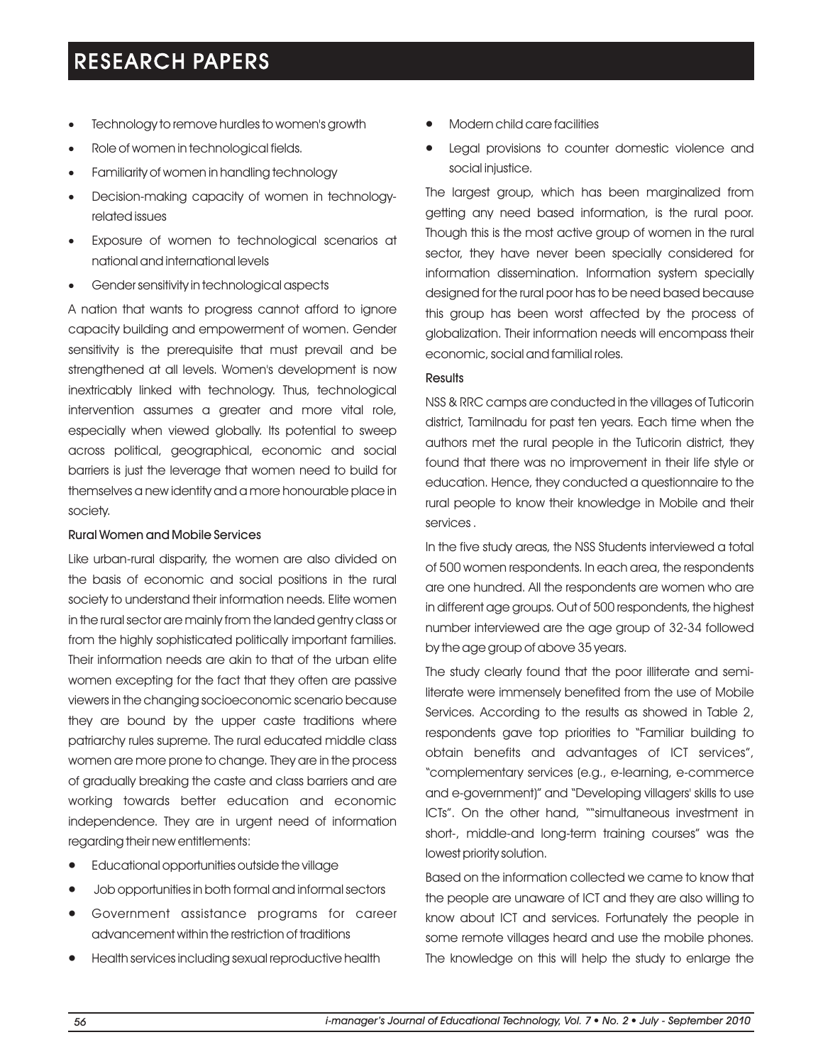- Technology to remove hurdles to women's growth
- Role of women in technological fields.
- Familiarity of women in handling technology
- Decision-making capacity of women in technology-related issues
- Exposure of women to technological scenarios at national and international levels
- Gender sensitivity in technological aspects

A nation that wants to progress cannot afford to ignore capacity building and empowerment of women. Gender sensitivity is the prerequisite that must prevail and be strengthened at all levels. Women's development is now inextricably linked with technology. Thus, technological intervention assumes a greater and more vital role, especially when viewed globally. Its potential to sweep across political, geographical, economic and social barriers is just the leverage that women need to build for themselves a new identity and a more honourable place in society.

#### Rural Women and Mobile Services

Like urban-rural disparity, the women are also divided on the basis of economic and social positions in the rural society to understand their information needs. Elite women in the rural sector are mainly from the landed gentry class or from the highly sophisticated politically important families. Their information needs are akin to that of the urban elite women excepting for the fact that they often are passive viewers in the changing socioeconomic scenario because they are bound by the upper caste traditions where patriarchy rules supreme. The rural educated middle class women are more prone to change. They are in the process of gradually breaking the caste and class barriers and are working towards better education and economic independence. They are in urgent need of information regarding their new entitlements:

- Educational opportunities outside the village
- Job opportunities in both formal and informal sectors
- Government assistance programs for career advancement within the restriction of traditions
- Health services including sexual reproductive health
- Modern child care facilities
- Legal provisions to counter domestic violence and social injustice.

The largest group, which has been marginalized from getting any need based information, is the rural poor. Though this is the most active group of women in the rural sector, they have never been specially considered for information dissemination. Information system specially designed for the rural poor has to be need based because this group has been worst affected by the process of globalization. Their information needs will encompass their economic, social and familial roles.

#### Results

NSS & RRC camps are conducted in the villages of Tuticorin district, Tamilnadu for past ten years. Each time when the authors met the rural people in the Tuticorin district, they found that there was no improvement in their life style or education. Hence, they conducted a questionnaire to the rural people to know their knowledge in Mobile and their services .

In the five study areas, the NSS Students interviewed a total of 500 women respondents. In each area, the respondents are one hundred. All the respondents are women who are in different age groups. Out of 500 respondents, the highest number interviewed are the age group of 32-34 followed by the age group of above 35 years.

The study clearly found that the poor illiterate and semi-literate were immensely benefited from the use of Mobile Services. According to the results as showed in Table 2, respondents gave top priorities to "Familiar building to obtain benefits and advantages of ICT services", "complementary services (e.g., e-learning, e-commerce and e-government)" and "Developing villagers' skills to use ICTs". On the other hand, ""simultaneous investment in short-, middle-and long-term training courses" was the lowest priority solution.

Based on the information collected we came to know that the people are unaware of ICT and they are also willing to know about ICT and services. Fortunately the people in some remote villages heard and use the mobile phones. The knowledge on this will help the study to enlarge the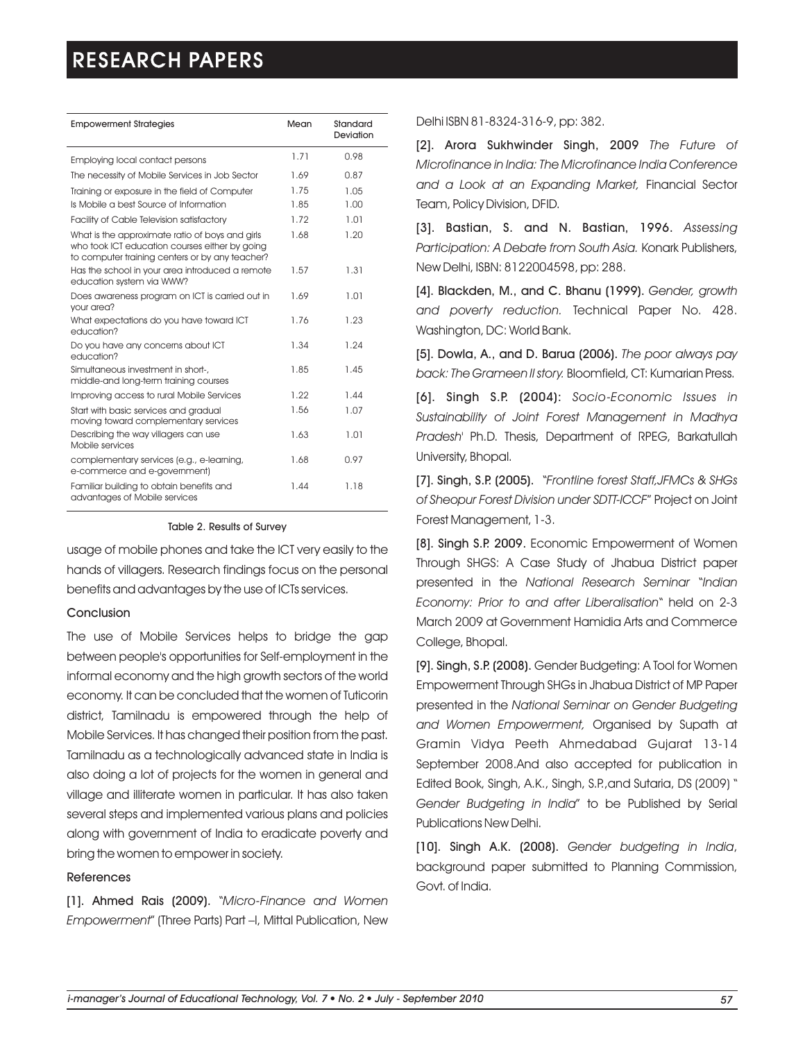| Empowerment Strategies | Mean | Standard Deviation |
|---|---|---|
| Employing local contact persons | 1.71 | 0.98 |
| The necessity of Mobile Services in Job Sector | 1.69 | 0.87 |
| Training or exposure in the field of Computer | 1.75 | 1.05 |
| Is Mobile a best Source of Information | 1.85 | 1.00 |
| Facility of Cable Television satisfactory | 1.72 | 1.01 |
| What is the approximate ratio of boys and girls who took ICT education courses either by going to computer training centers or by any teacher? | 1.68 | 1.20 |
| Has the school in your area introduced a remote education system via WWW? | 1.57 | 1.31 |
| Does awareness program on ICT is carried out in your area? | 1.69 | 1.01 |
| What expectations do you have toward ICT education? | 1.76 | 1.23 |
| Do you have any concerns about ICT education? | 1.34 | 1.24 |
| Simultaneous investment in short-, middle-and long-term training courses | 1.85 | 1.45 |
| Improving access to rural Mobile Services | 1.22 | 1.44 |
| Start with basic services and gradual moving toward complementary services | 1.56 | 1.07 |
| Describing the way villagers can use Mobile services | 1.63 | 1.01 |
| complementary services (e.g., e-learning, e-commerce and e-government) | 1.68 | 0.97 |
| Familiar building to obtain benefits and advantages of Mobile services | 1.44 | 1.18 |

Table 2. Results of Survey

usage of mobile phones and take the ICT very easily to the hands of villagers. Research findings focus on the personal benefits and advantages by the use of ICTs services.

## Conclusion

The use of Mobile Services helps to bridge the gap between people's opportunities for Self-employment in the informal economy and the high growth sectors of the world economy. It can be concluded that the women of Tuticorin district, Tamilnadu is empowered through the help of Mobile Services. It has changed their position from the past. Tamilnadu as a technologically advanced state in India is also doing a lot of projects for the women in general and village and illiterate women in particular. It has also taken several steps and implemented various plans and policies along with government of India to eradicate poverty and bring the women to empower in society.

## References

[1]. **Ahmed Rais (2009).** "*Micro-Finance and Women Empowerment*" (Three Parts) Part –I, Mittal Publication, New Delhi ISBN 81-8324-316-9, pp: 382.

[2]. **Arora Sukhwinder Singh, 2009** *The Future of Microfinance in India: The Microfinance India Conference and a Look at an Expanding Market,* Financial Sector Team, Policy Division, DFID.

[3]. **Bastian, S. and N. Bastian, 1996.** *Assessing Participation: A Debate from South Asia.* Konark Publishers, New Delhi, ISBN: 8122004598, pp: 288.

[4]. **Blackden, M., and C. Bhanu (1999).** *Gender, growth and poverty reduction.* Technical Paper No. 428. Washington, DC: World Bank.

[5]. **Dowla, A., and D. Barua (2006).** *The poor always pay back: The Grameen II story.* Bloomfield, CT: Kumarian Press.

[6]. **Singh S.P. (2004):** *Socio-Economic Issues in Sustainability of Joint Forest Management in Madhya Pradesh'* Ph.D. Thesis, Department of RPEG, Barkatullah University, Bhopal.

[7]. **Singh, S.P. (2005).** "*Frontline forest Staff,JFMCs & SHGs of Sheopur Forest Division under SDTT-ICCF*" Project on Joint Forest Management, 1-3.

[8]. **Singh S.P. 2009.** Economic Empowerment of Women Through SHGS: A Case Study of Jhabua District paper presented in the *National Research Seminar "Indian Economy: Prior to and after Liberalisation"* held on 2-3 March 2009 at Government Hamidia Arts and Commerce College, Bhopal.

[9]. **Singh, S.P. (2008).** Gender Budgeting: A Tool for Women Empowerment Through SHGs in Jhabua District of MP Paper presented in the *National Seminar on Gender Budgeting and Women Empowerment,* Organised by Supath at Gramin Vidya Peeth Ahmedabad Gujarat 13-14 September 2008.And also accepted for publication in Edited Book, Singh, A.K., Singh, S.P.,and Sutaria, DS (2009) " *Gender Budgeting in India*" to be Published by Serial Publications New Delhi.

[10]. **Singh A.K. (2008).** *Gender budgeting in India*, background paper submitted to Planning Commission, Govt. of India.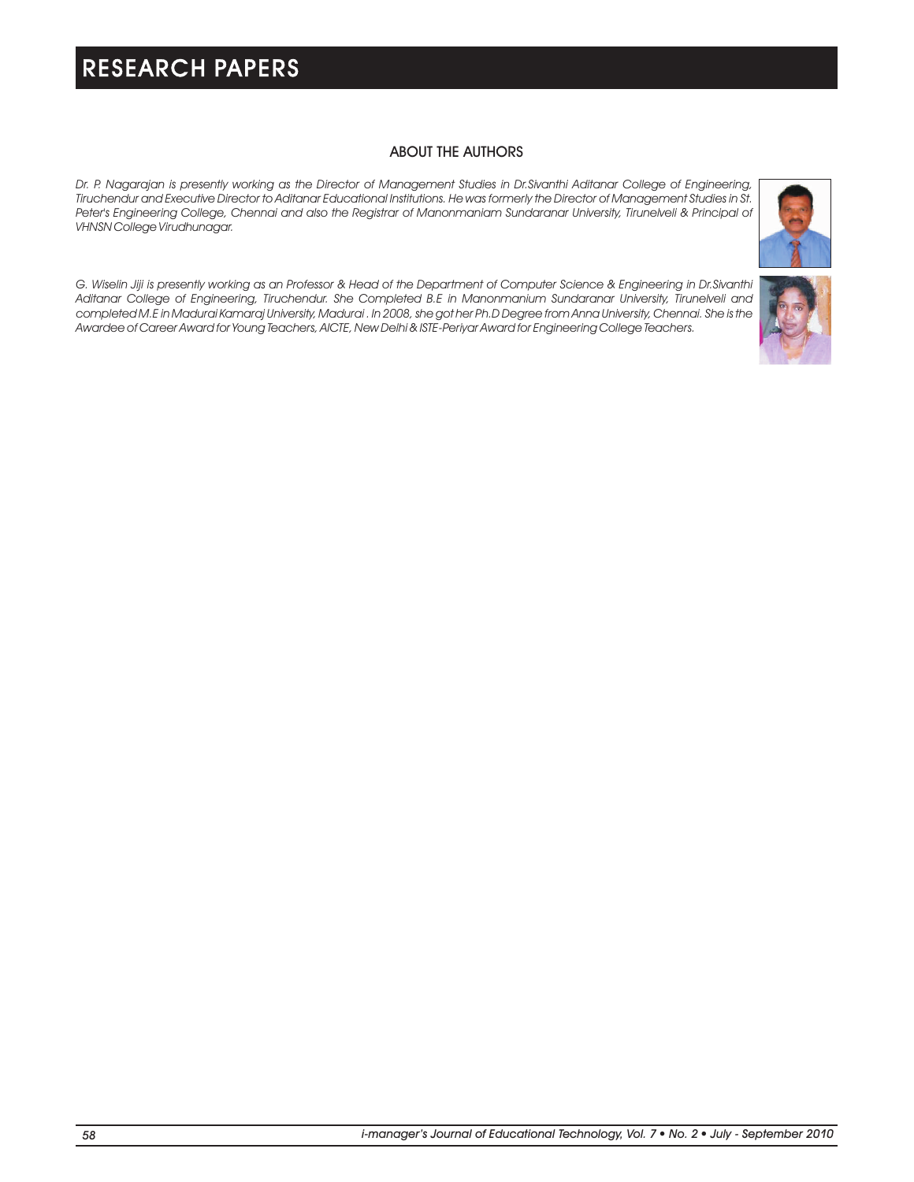## ABOUT THE AUTHORS

*Dr. P. Nagarajan is presently working as the Director of Management Studies in Dr.Sivanthi Aditanar College of Engineering, Tiruchendur and Executive Director to Aditanar Educational Institutions. He was formerly the Director of Management Studies in St. Peter's Engineering College, Chennai and also the Registrar of Manonmaniam Sundaranar University, Tirunelveli & Principal of VHNSN College Virudhunagar.*

*G. Wiselin Jiji is presently working as an Professor & Head of the Department of Computer Science & Engineering in Dr.Sivanthi Aditanar College of Engineering, Tiruchendur. She Completed B.E in Manonmanium Sundaranar University, Tirunelveli and completed M.E in Madurai Kamaraj University, Madurai . In 2008, she got her Ph.D Degree from Anna University, Chennai. She is the Awardee of Career Award for Young Teachers, AICTE, New Delhi & ISTE-Periyar Award for Engineering College Teachers.*